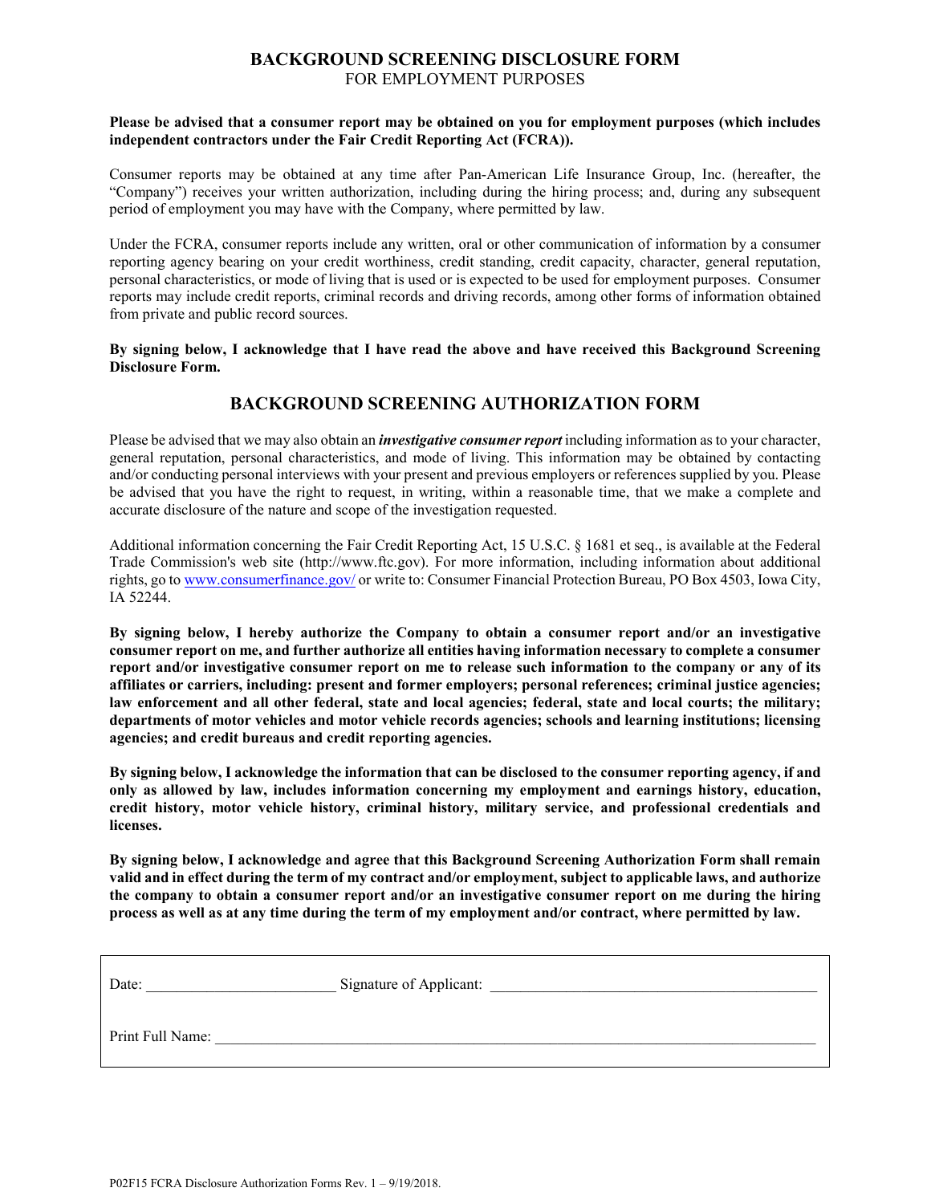# BACKGROUND SCREENING DISCLOSURE FORM

FOR EMPLOYMENT PURPOSES

**Please be advised that a consumer report may be obtained on you for employment purposes (which includes independent contractors under the Fair Credit Reporting Act (FCRA)).**

Consumer reports may be obtained at any time after Pan-American Life Insurance Group, Inc. (hereafter, the "Company") receives your written authorization, including during the hiring process; and, during any subsequent period of employment you may have with the Company, where permitted by law.

Under the FCRA, consumer reports include any written, oral or other communication of information by a consumer reporting agency bearing on your credit worthiness, credit standing, credit capacity, character, general reputation, personal characteristics, or mode of living that is used or is expected to be used for employment purposes. Consumer reports may include credit reports, criminal records and driving records, among other forms of information obtained from private and public record sources.

**By signing below, I acknowledge that I have read the above and have received this Background Screening Disclosure Form.**

## BACKGROUND SCREENING AUTHORIZATION FORM

Please be advised that we may also obtain an ***investigative consumer report*** including information as to your character, general reputation, personal characteristics, and mode of living. This information may be obtained by contacting and/or conducting personal interviews with your present and previous employers or references supplied by you. Please be advised that you have the right to request, in writing, within a reasonable time, that we make a complete and accurate disclosure of the nature and scope of the investigation requested.

Additional information concerning the Fair Credit Reporting Act, 15 U.S.C. § 1681 et seq., is available at the Federal Trade Commission's web site (http://www.ftc.gov). For more information, including information about additional rights, go to www.consumerfinance.gov/ or write to: Consumer Financial Protection Bureau, PO Box 4503, Iowa City, IA 52244.

**By signing below, I hereby authorize the Company to obtain a consumer report and/or an investigative consumer report on me, and further authorize all entities having information necessary to complete a consumer report and/or investigative consumer report on me to release such information to the company or any of its affiliates or carriers, including: present and former employers; personal references; criminal justice agencies; law enforcement and all other federal, state and local agencies; federal, state and local courts; the military; departments of motor vehicles and motor vehicle records agencies; schools and learning institutions; licensing agencies; and credit bureaus and credit reporting agencies.**

**By signing below, I acknowledge the information that can be disclosed to the consumer reporting agency, if and only as allowed by law, includes information concerning my employment and earnings history, education, credit history, motor vehicle history, criminal history, military service, and professional credentials and licenses.**

**By signing below, I acknowledge and agree that this Background Screening Authorization Form shall remain valid and in effect during the term of my contract and/or employment, subject to applicable laws, and authorize the company to obtain a consumer report and/or an investigative consumer report on me during the hiring process as well as at any time during the term of my employment and/or contract, where permitted by law.**

Date: ______________________ Signature of Applicant: ________________________________________

Print Full Name: ________________________________________________________________________

P02F15 FCRA Disclosure Authorization Forms Rev. 1 – 9/19/2018.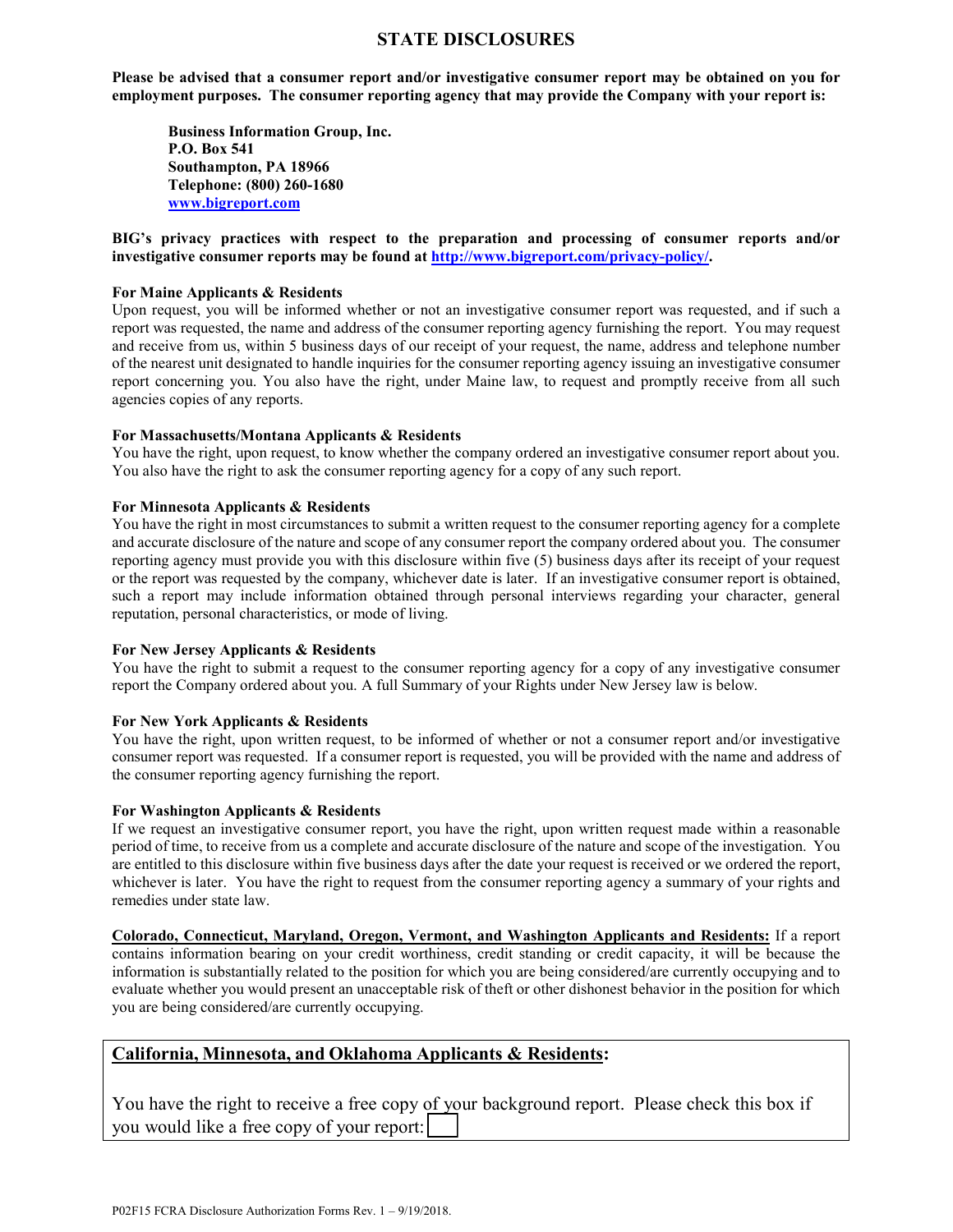# STATE DISCLOSURES

**Please be advised that a consumer report and/or investigative consumer report may be obtained on you for employment purposes. The consumer reporting agency that may provide the Company with your report is:**

**Business Information Group, Inc.**
**P.O. Box 541**
**Southampton, PA 18966**
**Telephone: (800) 260-1680**
**www.bigreport.com**

**BIG's privacy practices with respect to the preparation and processing of consumer reports and/or investigative consumer reports may be found at http://www.bigreport.com/privacy-policy/.**

**For Maine Applicants & Residents**
Upon request, you will be informed whether or not an investigative consumer report was requested, and if such a report was requested, the name and address of the consumer reporting agency furnishing the report. You may request and receive from us, within 5 business days of our receipt of your request, the name, address and telephone number of the nearest unit designated to handle inquiries for the consumer reporting agency issuing an investigative consumer report concerning you. You also have the right, under Maine law, to request and promptly receive from all such agencies copies of any reports.

**For Massachusetts/Montana Applicants & Residents**
You have the right, upon request, to know whether the company ordered an investigative consumer report about you. You also have the right to ask the consumer reporting agency for a copy of any such report.

**For Minnesota Applicants & Residents**
You have the right in most circumstances to submit a written request to the consumer reporting agency for a complete and accurate disclosure of the nature and scope of any consumer report the company ordered about you. The consumer reporting agency must provide you with this disclosure within five (5) business days after its receipt of your request or the report was requested by the company, whichever date is later. If an investigative consumer report is obtained, such a report may include information obtained through personal interviews regarding your character, general reputation, personal characteristics, or mode of living.

**For New Jersey Applicants & Residents**
You have the right to submit a request to the consumer reporting agency for a copy of any investigative consumer report the Company ordered about you. A full Summary of your Rights under New Jersey law is below.

**For New York Applicants & Residents**
You have the right, upon written request, to be informed of whether or not a consumer report and/or investigative consumer report was requested. If a consumer report is requested, you will be provided with the name and address of the consumer reporting agency furnishing the report.

**For Washington Applicants & Residents**
If we request an investigative consumer report, you have the right, upon written request made within a reasonable period of time, to receive from us a complete and accurate disclosure of the nature and scope of the investigation. You are entitled to this disclosure within five business days after the date your request is received or we ordered the report, whichever is later. You have the right to request from the consumer reporting agency a summary of your rights and remedies under state law.

**Colorado, Connecticut, Maryland, Oregon, Vermont, and Washington Applicants and Residents:** If a report contains information bearing on your credit worthiness, credit standing or credit capacity, it will be because the information is substantially related to the position for which you are being considered/are currently occupying and to evaluate whether you would present an unacceptable risk of theft or other dishonest behavior in the position for which you are being considered/are currently occupying.

**California, Minnesota, and Oklahoma Applicants & Residents:**

You have the right to receive a free copy of your background report. Please check this box if you would like a free copy of your report: ☐

P02F15 FCRA Disclosure Authorization Forms Rev. 1 – 9/19/2018.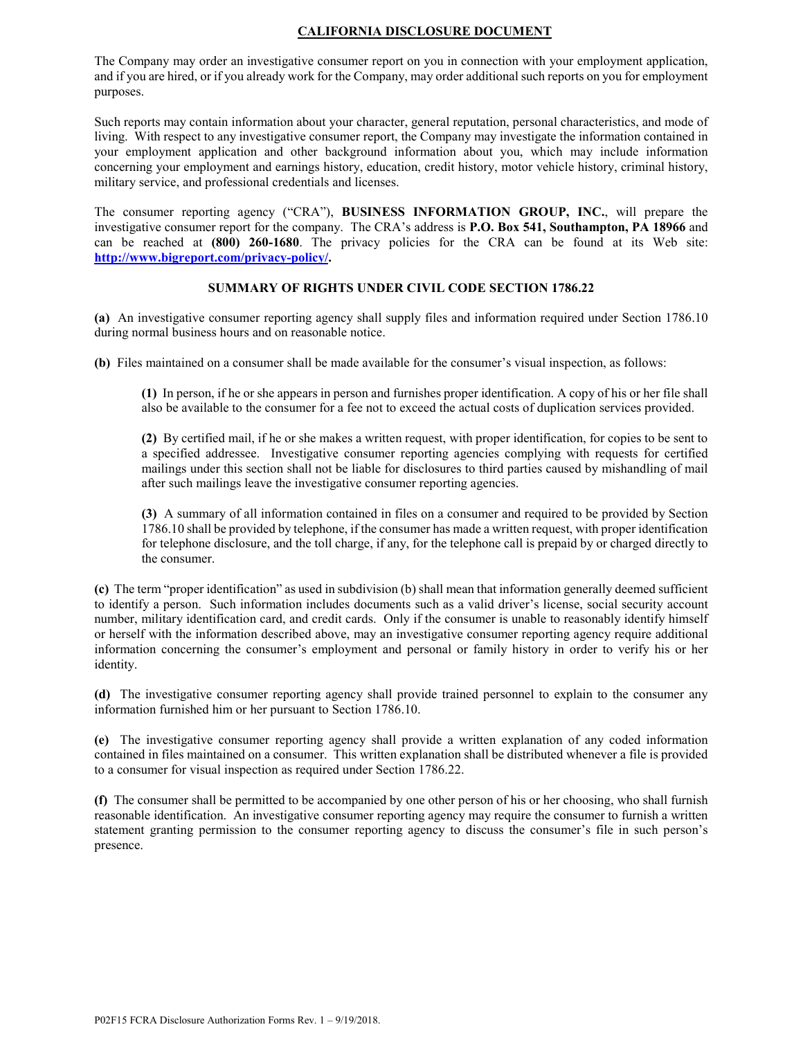# CALIFORNIA DISCLOSURE DOCUMENT

The Company may order an investigative consumer report on you in connection with your employment application, and if you are hired, or if you already work for the Company, may order additional such reports on you for employment purposes.

Such reports may contain information about your character, general reputation, personal characteristics, and mode of living. With respect to any investigative consumer report, the Company may investigate the information contained in your employment application and other background information about you, which may include information concerning your employment and earnings history, education, credit history, motor vehicle history, criminal history, military service, and professional credentials and licenses.

The consumer reporting agency ("CRA"), **BUSINESS INFORMATION GROUP, INC.**, will prepare the investigative consumer report for the company. The CRA's address is **P.O. Box 541, Southampton, PA 18966** and can be reached at **(800) 260-1680**. The privacy policies for the CRA can be found at its Web site: **http://www.bigreport.com/privacy-policy/.**

## SUMMARY OF RIGHTS UNDER CIVIL CODE SECTION 1786.22

**(a)** An investigative consumer reporting agency shall supply files and information required under Section 1786.10 during normal business hours and on reasonable notice.

**(b)** Files maintained on a consumer shall be made available for the consumer's visual inspection, as follows:

> **(1)** In person, if he or she appears in person and furnishes proper identification. A copy of his or her file shall also be available to the consumer for a fee not to exceed the actual costs of duplication services provided.
>
> **(2)** By certified mail, if he or she makes a written request, with proper identification, for copies to be sent to a specified addressee. Investigative consumer reporting agencies complying with requests for certified mailings under this section shall not be liable for disclosures to third parties caused by mishandling of mail after such mailings leave the investigative consumer reporting agencies.
>
> **(3)** A summary of all information contained in files on a consumer and required to be provided by Section 1786.10 shall be provided by telephone, if the consumer has made a written request, with proper identification for telephone disclosure, and the toll charge, if any, for the telephone call is prepaid by or charged directly to the consumer.

**(c)** The term "proper identification" as used in subdivision (b) shall mean that information generally deemed sufficient to identify a person. Such information includes documents such as a valid driver's license, social security account number, military identification card, and credit cards. Only if the consumer is unable to reasonably identify himself or herself with the information described above, may an investigative consumer reporting agency require additional information concerning the consumer's employment and personal or family history in order to verify his or her identity.

**(d)** The investigative consumer reporting agency shall provide trained personnel to explain to the consumer any information furnished him or her pursuant to Section 1786.10.

**(e)** The investigative consumer reporting agency shall provide a written explanation of any coded information contained in files maintained on a consumer. This written explanation shall be distributed whenever a file is provided to a consumer for visual inspection as required under Section 1786.22.

**(f)** The consumer shall be permitted to be accompanied by one other person of his or her choosing, who shall furnish reasonable identification. An investigative consumer reporting agency may require the consumer to furnish a written statement granting permission to the consumer reporting agency to discuss the consumer's file in such person's presence.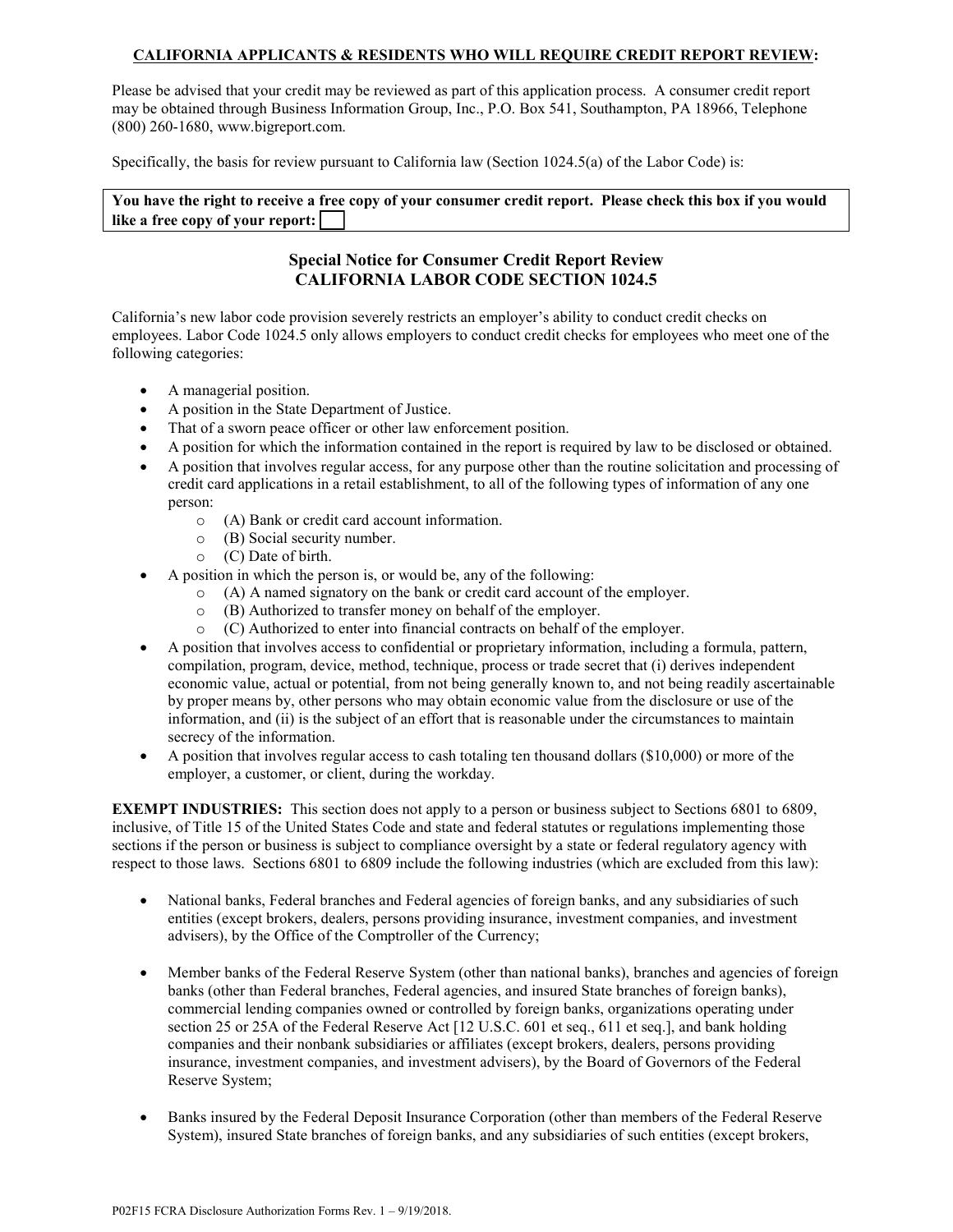**CALIFORNIA APPLICANTS & RESIDENTS WHO WILL REQUIRE CREDIT REPORT REVIEW:**

Please be advised that your credit may be reviewed as part of this application process. A consumer credit report may be obtained through Business Information Group, Inc., P.O. Box 541, Southampton, PA 18966, Telephone (800) 260-1680, www.bigreport.com.

Specifically, the basis for review pursuant to California law (Section 1024.5(a) of the Labor Code) is:

**You have the right to receive a free copy of your consumer credit report. Please check this box if you would like a free copy of your report: ☐**

## Special Notice for Consumer Credit Report Review
## CALIFORNIA LABOR CODE SECTION 1024.5

California's new labor code provision severely restricts an employer's ability to conduct credit checks on employees. Labor Code 1024.5 only allows employers to conduct credit checks for employees who meet one of the following categories:

- A managerial position.
- A position in the State Department of Justice.
- That of a sworn peace officer or other law enforcement position.
- A position for which the information contained in the report is required by law to be disclosed or obtained.
- A position that involves regular access, for any purpose other than the routine solicitation and processing of credit card applications in a retail establishment, to all of the following types of information of any one person:
  - (A) Bank or credit card account information.
  - (B) Social security number.
  - (C) Date of birth.
- A position in which the person is, or would be, any of the following:
  - (A) A named signatory on the bank or credit card account of the employer.
  - (B) Authorized to transfer money on behalf of the employer.
  - (C) Authorized to enter into financial contracts on behalf of the employer.
- A position that involves access to confidential or proprietary information, including a formula, pattern, compilation, program, device, method, technique, process or trade secret that (i) derives independent economic value, actual or potential, from not being generally known to, and not being readily ascertainable by proper means by, other persons who may obtain economic value from the disclosure or use of the information, and (ii) is the subject of an effort that is reasonable under the circumstances to maintain secrecy of the information.
- A position that involves regular access to cash totaling ten thousand dollars ($10,000) or more of the employer, a customer, or client, during the workday.

**EXEMPT INDUSTRIES:** This section does not apply to a person or business subject to Sections 6801 to 6809, inclusive, of Title 15 of the United States Code and state and federal statutes or regulations implementing those sections if the person or business is subject to compliance oversight by a state or federal regulatory agency with respect to those laws. Sections 6801 to 6809 include the following industries (which are excluded from this law):

- National banks, Federal branches and Federal agencies of foreign banks, and any subsidiaries of such entities (except brokers, dealers, persons providing insurance, investment companies, and investment advisers), by the Office of the Comptroller of the Currency;

- Member banks of the Federal Reserve System (other than national banks), branches and agencies of foreign banks (other than Federal branches, Federal agencies, and insured State branches of foreign banks), commercial lending companies owned or controlled by foreign banks, organizations operating under section 25 or 25A of the Federal Reserve Act [12 U.S.C. 601 et seq., 611 et seq.], and bank holding companies and their nonbank subsidiaries or affiliates (except brokers, dealers, persons providing insurance, investment companies, and investment advisers), by the Board of Governors of the Federal Reserve System;

- Banks insured by the Federal Deposit Insurance Corporation (other than members of the Federal Reserve System), insured State branches of foreign banks, and any subsidiaries of such entities (except brokers,

P02F15 FCRA Disclosure Authorization Forms Rev. 1 – 9/19/2018.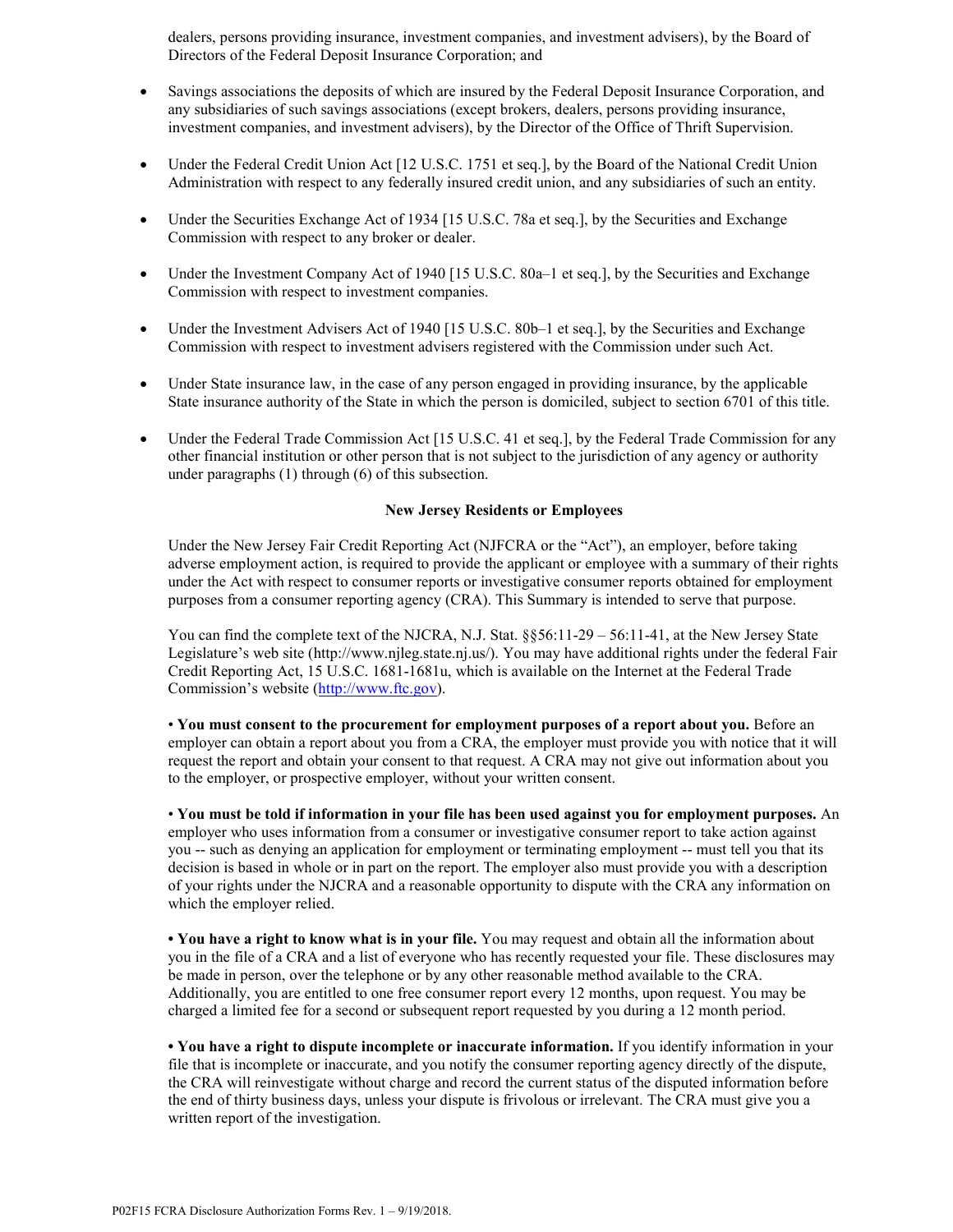dealers, persons providing insurance, investment companies, and investment advisers), by the Board of Directors of the Federal Deposit Insurance Corporation; and

- Savings associations the deposits of which are insured by the Federal Deposit Insurance Corporation, and any subsidiaries of such savings associations (except brokers, dealers, persons providing insurance, investment companies, and investment advisers), by the Director of the Office of Thrift Supervision.
- Under the Federal Credit Union Act [12 U.S.C. 1751 et seq.], by the Board of the National Credit Union Administration with respect to any federally insured credit union, and any subsidiaries of such an entity.
- Under the Securities Exchange Act of 1934 [15 U.S.C. 78a et seq.], by the Securities and Exchange Commission with respect to any broker or dealer.
- Under the Investment Company Act of 1940 [15 U.S.C. 80a–1 et seq.], by the Securities and Exchange Commission with respect to investment companies.
- Under the Investment Advisers Act of 1940 [15 U.S.C. 80b–1 et seq.], by the Securities and Exchange Commission with respect to investment advisers registered with the Commission under such Act.
- Under State insurance law, in the case of any person engaged in providing insurance, by the applicable State insurance authority of the State in which the person is domiciled, subject to section 6701 of this title.
- Under the Federal Trade Commission Act [15 U.S.C. 41 et seq.], by the Federal Trade Commission for any other financial institution or other person that is not subject to the jurisdiction of any agency or authority under paragraphs (1) through (6) of this subsection.

**New Jersey Residents or Employees**

Under the New Jersey Fair Credit Reporting Act (NJFCRA or the "Act"), an employer, before taking adverse employment action, is required to provide the applicant or employee with a summary of their rights under the Act with respect to consumer reports or investigative consumer reports obtained for employment purposes from a consumer reporting agency (CRA). This Summary is intended to serve that purpose.

You can find the complete text of the NJCRA, N.J. Stat. §§56:11-29 – 56:11-41, at the New Jersey State Legislature's web site (http://www.njleg.state.nj.us/). You may have additional rights under the federal Fair Credit Reporting Act, 15 U.S.C. 1681-1681u, which is available on the Internet at the Federal Trade Commission's website (http://www.ftc.gov).

• **You must consent to the procurement for employment purposes of a report about you.** Before an employer can obtain a report about you from a CRA, the employer must provide you with notice that it will request the report and obtain your consent to that request. A CRA may not give out information about you to the employer, or prospective employer, without your written consent.

• **You must be told if information in your file has been used against you for employment purposes.** An employer who uses information from a consumer or investigative consumer report to take action against you -- such as denying an application for employment or terminating employment -- must tell you that its decision is based in whole or in part on the report. The employer also must provide you with a description of your rights under the NJCRA and a reasonable opportunity to dispute with the CRA any information on which the employer relied.

**• You have a right to know what is in your file.** You may request and obtain all the information about you in the file of a CRA and a list of everyone who has recently requested your file. These disclosures may be made in person, over the telephone or by any other reasonable method available to the CRA. Additionally, you are entitled to one free consumer report every 12 months, upon request. You may be charged a limited fee for a second or subsequent report requested by you during a 12 month period.

**• You have a right to dispute incomplete or inaccurate information.** If you identify information in your file that is incomplete or inaccurate, and you notify the consumer reporting agency directly of the dispute, the CRA will reinvestigate without charge and record the current status of the disputed information before the end of thirty business days, unless your dispute is frivolous or irrelevant. The CRA must give you a written report of the investigation.

P02F15 FCRA Disclosure Authorization Forms Rev. 1 – 9/19/2018.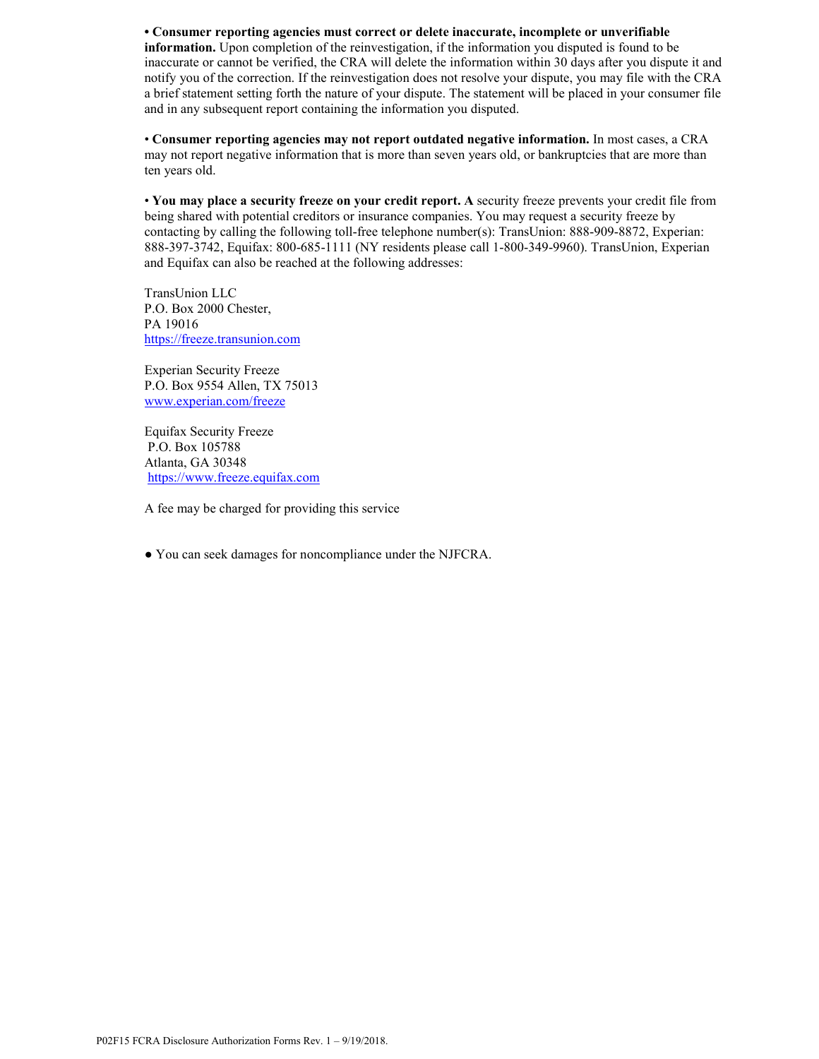• **Consumer reporting agencies must correct or delete inaccurate, incomplete or unverifiable information.** Upon completion of the reinvestigation, if the information you disputed is found to be inaccurate or cannot be verified, the CRA will delete the information within 30 days after you dispute it and notify you of the correction. If the reinvestigation does not resolve your dispute, you may file with the CRA a brief statement setting forth the nature of your dispute. The statement will be placed in your consumer file and in any subsequent report containing the information you disputed.

• **Consumer reporting agencies may not report outdated negative information.** In most cases, a CRA may not report negative information that is more than seven years old, or bankruptcies that are more than ten years old.

• **You may place a security freeze on your credit report. A** security freeze prevents your credit file from being shared with potential creditors or insurance companies. You may request a security freeze by contacting by calling the following toll-free telephone number(s): TransUnion: 888-909-8872, Experian: 888-397-3742, Equifax: 800-685-1111 (NY residents please call 1-800-349-9960). TransUnion, Experian and Equifax can also be reached at the following addresses:

TransUnion LLC
P.O. Box 2000 Chester,
PA 19016
https://freeze.transunion.com

Experian Security Freeze
P.O. Box 9554 Allen, TX 75013
www.experian.com/freeze

Equifax Security Freeze
P.O. Box 105788
Atlanta, GA 30348
https://www.freeze.equifax.com

A fee may be charged for providing this service

● You can seek damages for noncompliance under the NJFCRA.

P02F15 FCRA Disclosure Authorization Forms Rev. 1 – 9/19/2018.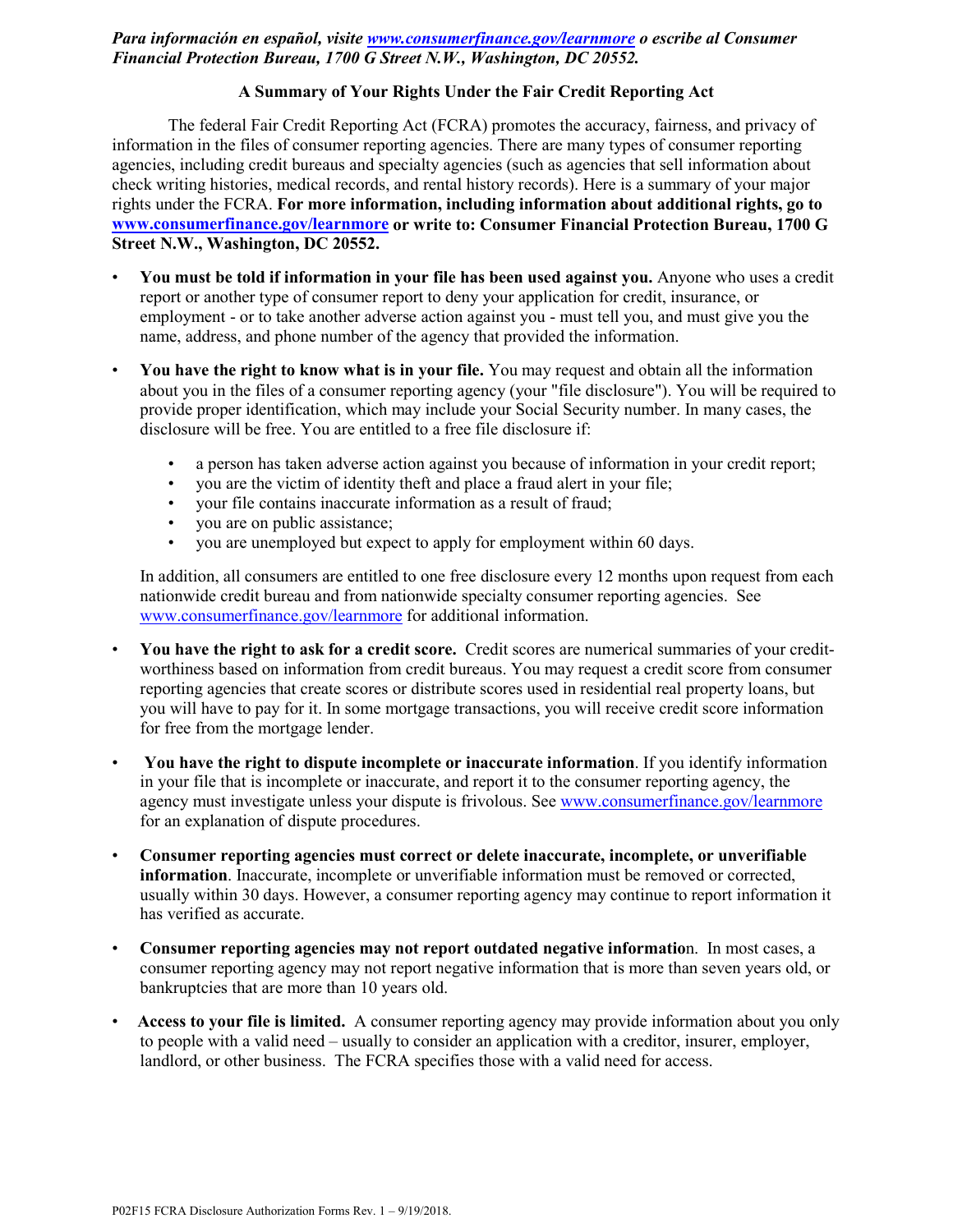*Para información en español, visite www.consumerfinance.gov/learnmore o escribe al Consumer Financial Protection Bureau, 1700 G Street N.W., Washington, DC 20552.*

**A Summary of Your Rights Under the Fair Credit Reporting Act**

The federal Fair Credit Reporting Act (FCRA) promotes the accuracy, fairness, and privacy of information in the files of consumer reporting agencies. There are many types of consumer reporting agencies, including credit bureaus and specialty agencies (such as agencies that sell information about check writing histories, medical records, and rental history records). Here is a summary of your major rights under the FCRA. **For more information, including information about additional rights, go to www.consumerfinance.gov/learnmore or write to: Consumer Financial Protection Bureau, 1700 G Street N.W., Washington, DC 20552.**

- **You must be told if information in your file has been used against you.** Anyone who uses a credit report or another type of consumer report to deny your application for credit, insurance, or employment - or to take another adverse action against you - must tell you, and must give you the name, address, and phone number of the agency that provided the information.
- **You have the right to know what is in your file.** You may request and obtain all the information about you in the files of a consumer reporting agency (your "file disclosure"). You will be required to provide proper identification, which may include your Social Security number. In many cases, the disclosure will be free. You are entitled to a free file disclosure if:
  - a person has taken adverse action against you because of information in your credit report;
  - you are the victim of identity theft and place a fraud alert in your file;
  - your file contains inaccurate information as a result of fraud;
  - you are on public assistance;
  - you are unemployed but expect to apply for employment within 60 days.

  In addition, all consumers are entitled to one free disclosure every 12 months upon request from each nationwide credit bureau and from nationwide specialty consumer reporting agencies. See www.consumerfinance.gov/learnmore for additional information.
- **You have the right to ask for a credit score.** Credit scores are numerical summaries of your credit-worthiness based on information from credit bureaus. You may request a credit score from consumer reporting agencies that create scores or distribute scores used in residential real property loans, but you will have to pay for it. In some mortgage transactions, you will receive credit score information for free from the mortgage lender.
- **You have the right to dispute incomplete or inaccurate information**. If you identify information in your file that is incomplete or inaccurate, and report it to the consumer reporting agency, the agency must investigate unless your dispute is frivolous. See www.consumerfinance.gov/learnmore for an explanation of dispute procedures.
- **Consumer reporting agencies must correct or delete inaccurate, incomplete, or unverifiable information**. Inaccurate, incomplete or unverifiable information must be removed or corrected, usually within 30 days. However, a consumer reporting agency may continue to report information it has verified as accurate.
- **Consumer reporting agencies may not report outdated negative informatio**n. In most cases, a consumer reporting agency may not report negative information that is more than seven years old, or bankruptcies that are more than 10 years old.
- **Access to your file is limited.** A consumer reporting agency may provide information about you only to people with a valid need – usually to consider an application with a creditor, insurer, employer, landlord, or other business. The FCRA specifies those with a valid need for access.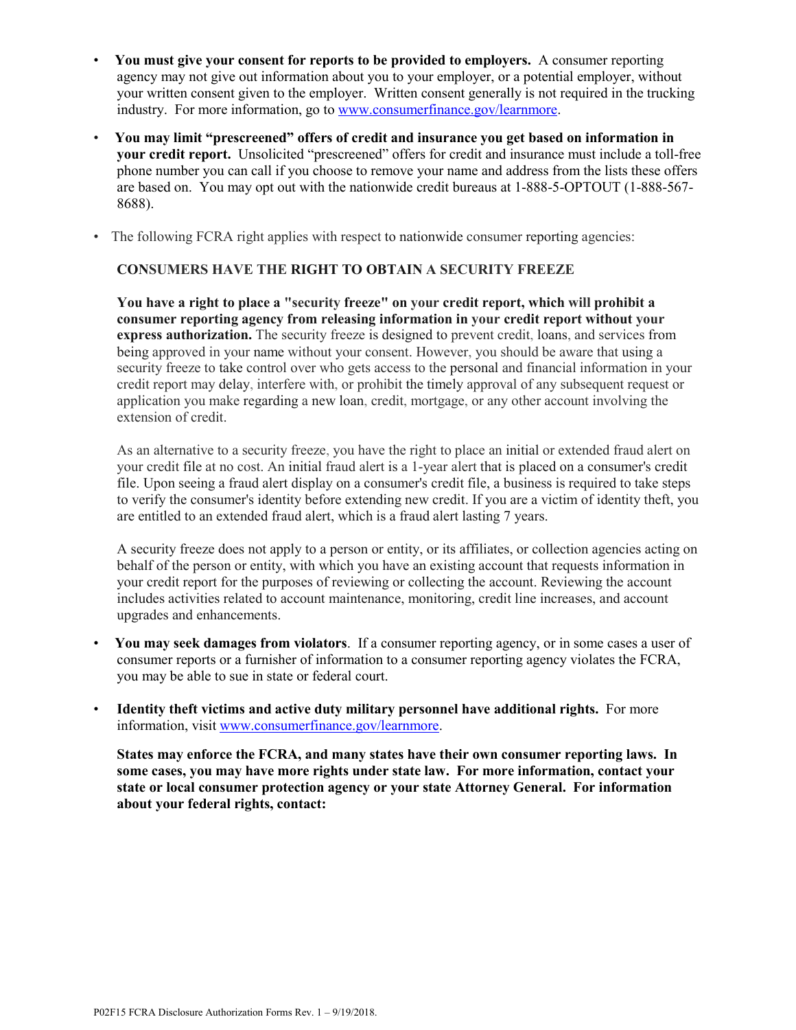- **You must give your consent for reports to be provided to employers.** A consumer reporting agency may not give out information about you to your employer, or a potential employer, without your written consent given to the employer. Written consent generally is not required in the trucking industry. For more information, go to www.consumerfinance.gov/learnmore.
- **You may limit "prescreened" offers of credit and insurance you get based on information in your credit report.** Unsolicited "prescreened" offers for credit and insurance must include a toll-free phone number you can call if you choose to remove your name and address from the lists these offers are based on. You may opt out with the nationwide credit bureaus at 1-888-5-OPTOUT (1-888-567-8688).
- The following FCRA right applies with respect to nationwide consumer reporting agencies:

  **CONSUMERS HAVE THE RIGHT TO OBTAIN A SECURITY FREEZE**

  **You have a right to place a "security freeze" on your credit report, which will prohibit a consumer reporting agency from releasing information in your credit report without your express authorization.** The security freeze is designed to prevent credit, loans, and services from being approved in your name without your consent. However, you should be aware that using a security freeze to take control over who gets access to the personal and financial information in your credit report may delay, interfere with, or prohibit the timely approval of any subsequent request or application you make regarding a new loan, credit, mortgage, or any other account involving the extension of credit.

  As an alternative to a security freeze, you have the right to place an initial or extended fraud alert on your credit file at no cost. An initial fraud alert is a 1-year alert that is placed on a consumer's credit file. Upon seeing a fraud alert display on a consumer's credit file, a business is required to take steps to verify the consumer's identity before extending new credit. If you are a victim of identity theft, you are entitled to an extended fraud alert, which is a fraud alert lasting 7 years.

  A security freeze does not apply to a person or entity, or its affiliates, or collection agencies acting on behalf of the person or entity, with which you have an existing account that requests information in your credit report for the purposes of reviewing or collecting the account. Reviewing the account includes activities related to account maintenance, monitoring, credit line increases, and account upgrades and enhancements.

- **You may seek damages from violators**. If a consumer reporting agency, or in some cases a user of consumer reports or a furnisher of information to a consumer reporting agency violates the FCRA, you may be able to sue in state or federal court.
- **Identity theft victims and active duty military personnel have additional rights.** For more information, visit www.consumerfinance.gov/learnmore.

  **States may enforce the FCRA, and many states have their own consumer reporting laws. In some cases, you may have more rights under state law. For more information, contact your state or local consumer protection agency or your state Attorney General. For information about your federal rights, contact:**

P02F15 FCRA Disclosure Authorization Forms Rev. 1 – 9/19/2018.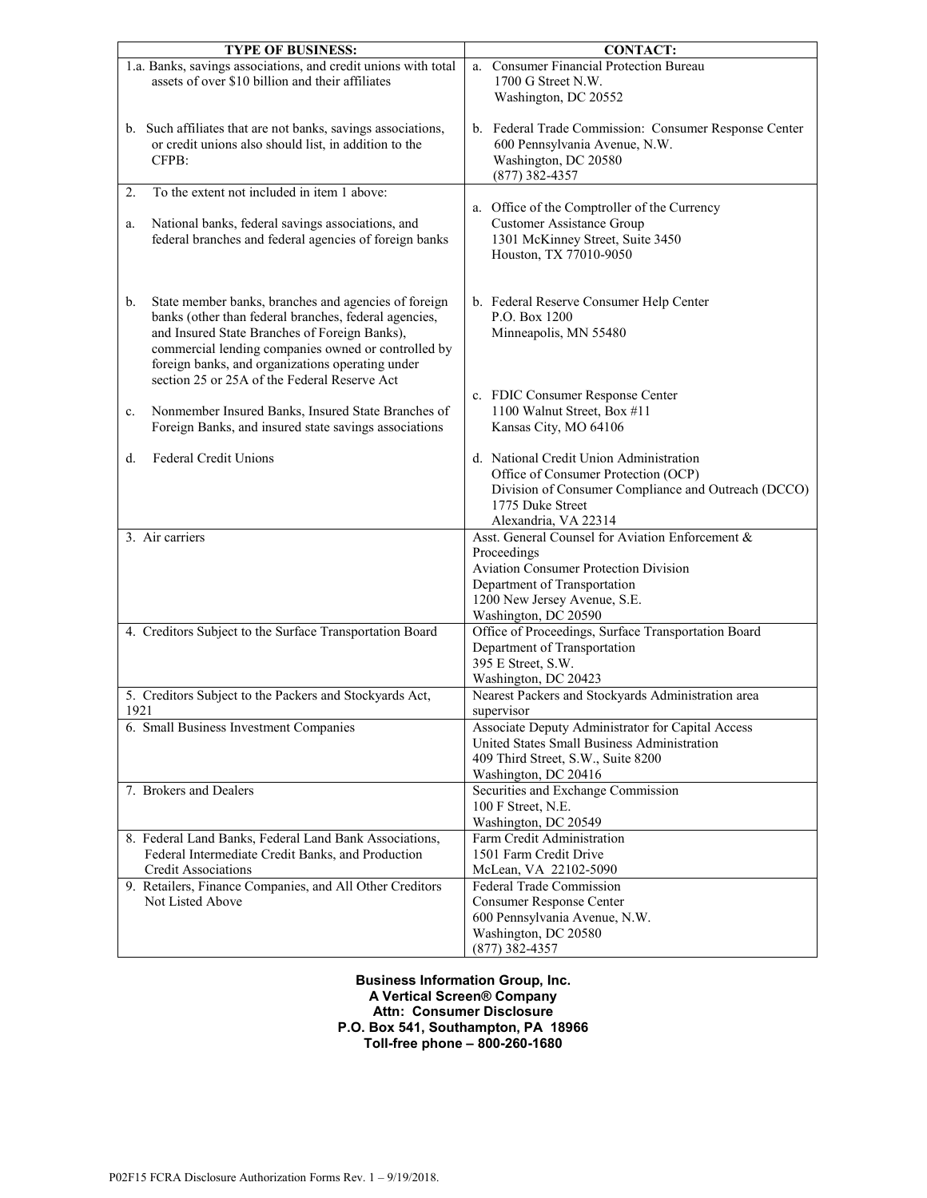| TYPE OF BUSINESS: | CONTACT: |
| --- | --- |
| 1.a. Banks, savings associations, and credit unions with total assets of over $10 billion and their affiliates<br><br>b. Such affiliates that are not banks, savings associations, or credit unions also should list, in addition to the CFPB: | a. Consumer Financial Protection Bureau<br>1700 G Street N.W.<br>Washington, DC 20552<br><br>b. Federal Trade Commission: Consumer Response Center<br>600 Pennsylvania Avenue, N.W.<br>Washington, DC 20580<br>(877) 382-4357 |
| 2. To the extent not included in item 1 above:<br><br>a. National banks, federal savings associations, and federal branches and federal agencies of foreign banks<br><br>b. State member banks, branches and agencies of foreign banks (other than federal branches, federal agencies, and Insured State Branches of Foreign Banks), commercial lending companies owned or controlled by foreign banks, and organizations operating under section 25 or 25A of the Federal Reserve Act<br><br>c. Nonmember Insured Banks, Insured State Branches of Foreign Banks, and insured state savings associations<br><br>d. Federal Credit Unions | a. Office of the Comptroller of the Currency<br>Customer Assistance Group<br>1301 McKinney Street, Suite 3450<br>Houston, TX 77010-9050<br><br>b. Federal Reserve Consumer Help Center<br>P.O. Box 1200<br>Minneapolis, MN 55480<br><br>c. FDIC Consumer Response Center<br>1100 Walnut Street, Box #11<br>Kansas City, MO 64106<br><br>d. National Credit Union Administration<br>Office of Consumer Protection (OCP)<br>Division of Consumer Compliance and Outreach (DCCO)<br>1775 Duke Street<br>Alexandria, VA 22314 |
| 3. Air carriers | Asst. General Counsel for Aviation Enforcement & Proceedings<br>Aviation Consumer Protection Division<br>Department of Transportation<br>1200 New Jersey Avenue, S.E.<br>Washington, DC 20590 |
| 4. Creditors Subject to the Surface Transportation Board | Office of Proceedings, Surface Transportation Board<br>Department of Transportation<br>395 E Street, S.W.<br>Washington, DC 20423 |
| 5. Creditors Subject to the Packers and Stockyards Act, 1921 | Nearest Packers and Stockyards Administration area supervisor |
| 6. Small Business Investment Companies | Associate Deputy Administrator for Capital Access<br>United States Small Business Administration<br>409 Third Street, S.W., Suite 8200<br>Washington, DC 20416 |
| 7. Brokers and Dealers | Securities and Exchange Commission<br>100 F Street, N.E.<br>Washington, DC 20549 |
| 8. Federal Land Banks, Federal Land Bank Associations, Federal Intermediate Credit Banks, and Production Credit Associations | Farm Credit Administration<br>1501 Farm Credit Drive<br>McLean, VA 22102-5090 |
| 9. Retailers, Finance Companies, and All Other Creditors Not Listed Above | Federal Trade Commission<br>Consumer Response Center<br>600 Pennsylvania Avenue, N.W.<br>Washington, DC 20580<br>(877) 382-4357 |

**Business Information Group, Inc.**
**A Vertical Screen® Company**
**Attn: Consumer Disclosure**
**P.O. Box 541, Southampton, PA 18966**
**Toll-free phone – 800-260-1680**

P02F15 FCRA Disclosure Authorization Forms Rev. 1 – 9/19/2018.